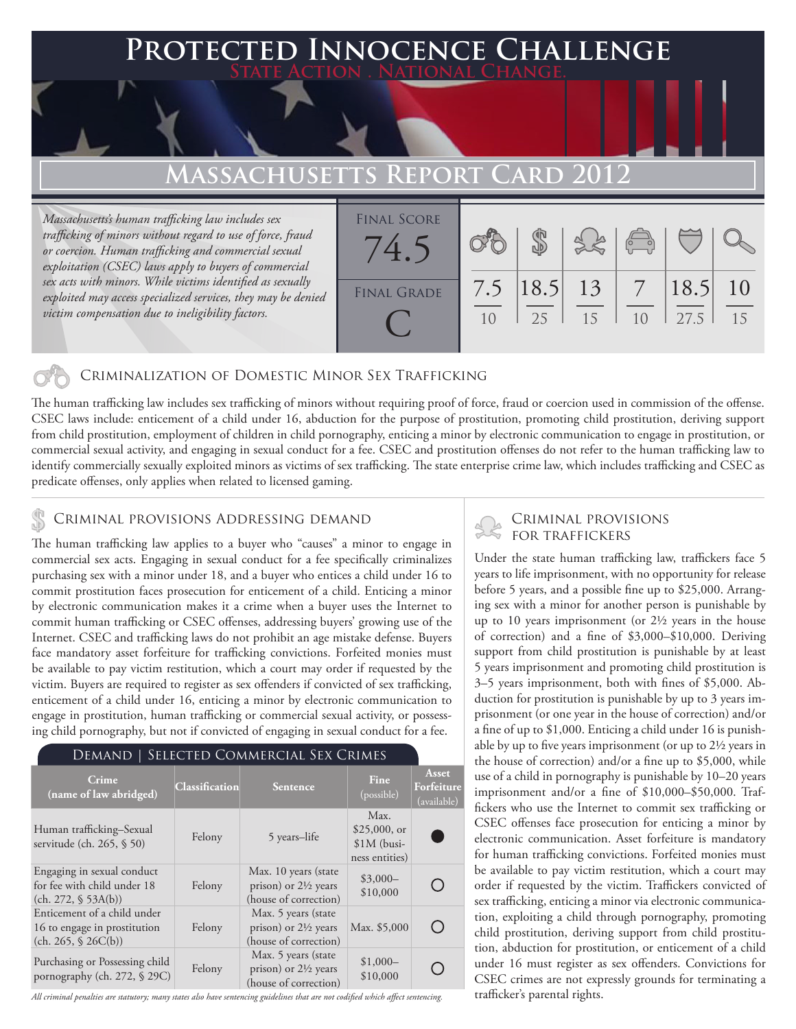# Protected Innocence Challenge

State Action . National Change.

## Massachusetts Report Card 2012

*Massachusetts's human trafficking law includes sex trafficking of minors without regard to use of force, fraud or coercion. Human trafficking and commercial sexual exploitation (CSEC) laws apply to buyers of commercial sex acts with minors. While victims identified as sexually exploited may access specialized services, they may be denied victim compensation due to ineligibility factors.*

Final Score: 74.5

Final Grade: C

| Criminalization of Domestic Minor Sex Trafficking | Criminal Provisions Addressing Demand | Criminal Provisions for Traffickers | Criminal Provisions for Facilitators | Protective Provisions for the Child Victims | Criminal Justice Tools for Investigation and Prosecution |
|---|---|---|---|---|---|
| 7.5/10 | 18.5/25 | 13/15 | 7/10 | 18.5/27.5 | 10/15 |

### Criminalization of Domestic Minor Sex Trafficking

The human trafficking law includes sex trafficking of minors without requiring proof of force, fraud or coercion used in commission of the offense. CSEC laws include: enticement of a child under 16, abduction for the purpose of prostitution, promoting child prostitution, deriving support from child prostitution, employment of children in child pornography, enticing a minor by electronic communication to engage in prostitution, or commercial sexual activity, and engaging in sexual conduct for a fee. CSEC and prostitution offenses do not refer to the human trafficking law to identify commercially sexually exploited minors as victims of sex trafficking. The state enterprise crime law, which includes trafficking and CSEC as predicate offenses, only applies when related to licensed gaming.

### Criminal provisions Addressing demand

The human trafficking law applies to a buyer who "causes" a minor to engage in commercial sex acts. Engaging in sexual conduct for a fee specifically criminalizes purchasing sex with a minor under 18, and a buyer who entices a child under 16 to commit prostitution faces prosecution for enticement of a child. Enticing a minor by electronic communication makes it a crime when a buyer uses the Internet to commit human trafficking or CSEC offenses, addressing buyers' growing use of the Internet. CSEC and trafficking laws do not prohibit an age mistake defense. Buyers face mandatory asset forfeiture for trafficking convictions. Forfeited monies must be available to pay victim restitution, which a court may order if requested by the victim. Buyers are required to register as sex offenders if convicted of sex trafficking, enticement of a child under 16, enticing a minor by electronic communication to engage in prostitution, human trafficking or commercial sexual activity, or possessing child pornography, but not if convicted of engaging in sexual conduct for a fee.

#### Demand | Selected Commercial Sex Crimes

| Crime (name of law abridged) | Classification | Sentence | Fine (possible) | Asset Forfeiture (available) |
|---|---|---|---|---|
| Human trafficking–Sexual servitude (ch. 265, § 50) | Felony | 5 years–life | Max. $25,000, or $1M (business entities) | ● |
| Engaging in sexual conduct for fee with child under 18 (ch. 272, § 53A(b)) | Felony | Max. 10 years (state prison) or 2½ years (house of correction) | $3,000–$10,000 | ○ |
| Enticement of a child under 16 to engage in prostitution (ch. 265, § 26C(b)) | Felony | Max. 5 years (state prison) or 2½ years (house of correction) | Max. $5,000 | ○ |
| Purchasing or Possessing child pornography (ch. 272, § 29C) | Felony | Max. 5 years (state prison) or 2½ years (house of correction) | $1,000–$10,000 | ○ |

*All criminal penalties are statutory; many states also have sentencing guidelines that are not codified which affect sentencing.*

### Criminal provisions for traffickers

Under the state human trafficking law, traffickers face 5 years to life imprisonment, with no opportunity for release before 5 years, and a possible fine up to $25,000. Arranging sex with a minor for another person is punishable by up to 10 years imprisonment (or 2½ years in the house of correction) and a fine of $3,000–$10,000. Deriving support from child prostitution is punishable by at least 5 years imprisonment and promoting child prostitution is 3–5 years imprisonment, both with fines of $5,000. Abduction for prostitution is punishable by up to 3 years imprisonment (or one year in the house of correction) and/or a fine of up to $1,000. Enticing a child under 16 is punishable by up to five years imprisonment (or up to 2½ years in the house of correction) and/or a fine up to $5,000, while use of a child in pornography is punishable by 10–20 years imprisonment and/or a fine of $10,000–$50,000. Traffickers who use the Internet to commit sex trafficking or CSEC offenses face prosecution for enticing a minor by electronic communication. Asset forfeiture is mandatory for human trafficking convictions. Forfeited monies must be available to pay victim restitution, which a court may order if requested by the victim. Traffickers convicted of sex trafficking, enticing a minor via electronic communication, exploiting a child through pornography, promoting child prostitution, deriving support from child prostitution, abduction for prostitution, or enticement of a child under 16 must register as sex offenders. Convictions for CSEC crimes are not expressly grounds for terminating a trafficker's parental rights.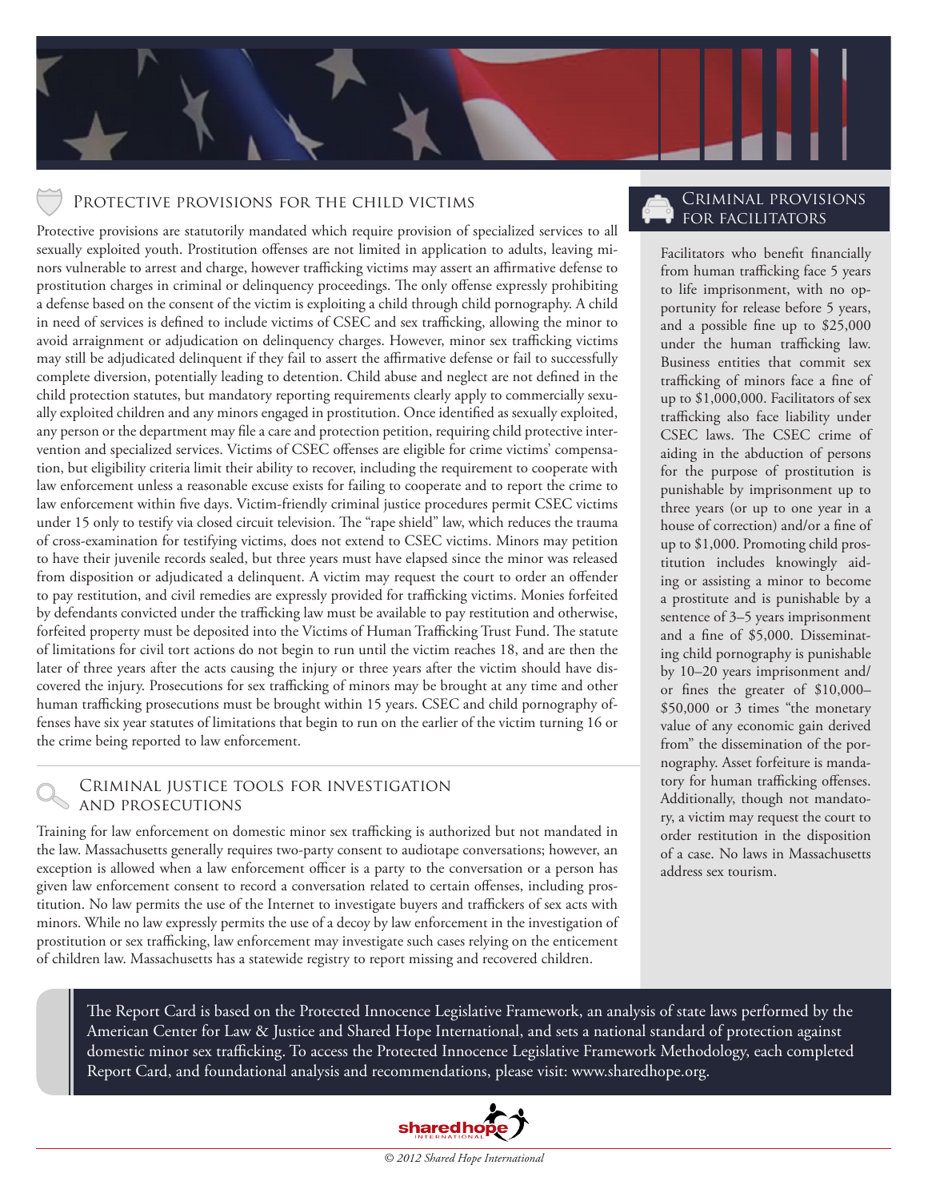## Protective provisions for the child victims

Protective provisions are statutorily mandated which require provision of specialized services to all sexually exploited youth. Prostitution offenses are not limited in application to adults, leaving minors vulnerable to arrest and charge, however trafficking victims may assert an affirmative defense to prostitution charges in criminal or delinquency proceedings. The only offense expressly prohibiting a defense based on the consent of the victim is exploiting a child through child pornography. A child in need of services is defined to include victims of CSEC and sex trafficking, allowing the minor to avoid arraignment or adjudication on delinquency charges. However, minor sex trafficking victims may still be adjudicated delinquent if they fail to assert the affirmative defense or fail to successfully complete diversion, potentially leading to detention. Child abuse and neglect are not defined in the child protection statutes, but mandatory reporting requirements clearly apply to commercially sexually exploited children and any minors engaged in prostitution. Once identified as sexually exploited, any person or the department may file a care and protection petition, requiring child protective intervention and specialized services. Victims of CSEC offenses are eligible for crime victims' compensation, but eligibility criteria limit their ability to recover, including the requirement to cooperate with law enforcement unless a reasonable excuse exists for failing to cooperate and to report the crime to law enforcement within five days. Victim-friendly criminal justice procedures permit CSEC victims under 15 only to testify via closed circuit television. The "rape shield" law, which reduces the trauma of cross-examination for testifying victims, does not extend to CSEC victims. Minors may petition to have their juvenile records sealed, but three years must have elapsed since the minor was released from disposition or adjudicated a delinquent. A victim may request the court to order an offender to pay restitution, and civil remedies are expressly provided for trafficking victims. Monies forfeited by defendants convicted under the trafficking law must be available to pay restitution and otherwise, forfeited property must be deposited into the Victims of Human Trafficking Trust Fund. The statute of limitations for civil tort actions do not begin to run until the victim reaches 18, and are then the later of three years after the acts causing the injury or three years after the victim should have discovered the injury. Prosecutions for sex trafficking of minors may be brought at any time and other human trafficking prosecutions must be brought within 15 years. CSEC and child pornography offenses have six year statutes of limitations that begin to run on the earlier of the victim turning 16 or the crime being reported to law enforcement.

## Criminal justice tools for investigation and prosecutions

Training for law enforcement on domestic minor sex trafficking is authorized but not mandated in the law. Massachusetts generally requires two-party consent to audiotape conversations; however, an exception is allowed when a law enforcement officer is a party to the conversation or a person has given law enforcement consent to record a conversation related to certain offenses, including prostitution. No law permits the use of the Internet to investigate buyers and traffickers of sex acts with minors. While no law expressly permits the use of a decoy by law enforcement in the investigation of prostitution or sex trafficking, law enforcement may investigate such cases relying on the enticement of children law. Massachusetts has a statewide registry to report missing and recovered children.

## Criminal provisions for facilitators

Facilitators who benefit financially from human trafficking face 5 years to life imprisonment, with no opportunity for release before 5 years, and a possible fine up to $25,000 under the human trafficking law. Business entities that commit sex trafficking of minors face a fine of up to $1,000,000. Facilitators of sex trafficking also face liability under CSEC laws. The CSEC crime of aiding in the abduction of persons for the purpose of prostitution is punishable by imprisonment up to three years (or up to one year in a house of correction) and/or a fine of up to $1,000. Promoting child prostitution includes knowingly aiding or assisting a minor to become a prostitute and is punishable by a sentence of 3–5 years imprisonment and a fine of $5,000. Disseminating child pornography is punishable by 10–20 years imprisonment and/or fines the greater of $10,000–$50,000 or 3 times "the monetary value of any economic gain derived from" the dissemination of the pornography. Asset forfeiture is mandatory for human trafficking offenses. Additionally, though not mandatory, a victim may request the court to order restitution in the disposition of a case. No laws in Massachusetts address sex tourism.

The Report Card is based on the Protected Innocence Legislative Framework, an analysis of state laws performed by the American Center for Law & Justice and Shared Hope International, and sets a national standard of protection against domestic minor sex trafficking. To access the Protected Innocence Legislative Framework Methodology, each completed Report Card, and foundational analysis and recommendations, please visit: www.sharedhope.org.

shared hope INTERNATIONAL

*© 2012 Shared Hope International*